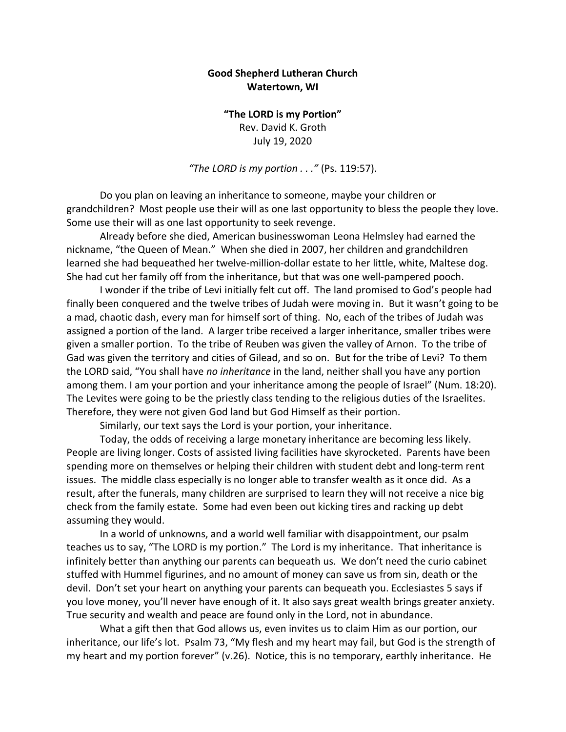**Good Shepherd Lutheran Church**
**Watertown, WI**

**"The LORD is my Portion"**
Rev. David K. Groth
July 19, 2020

*"The LORD is my portion . . ."* (Ps. 119:57).

Do you plan on leaving an inheritance to someone, maybe your children or grandchildren? Most people use their will as one last opportunity to bless the people they love. Some use their will as one last opportunity to seek revenge.

Already before she died, American businesswoman Leona Helmsley had earned the nickname, "the Queen of Mean." When she died in 2007, her children and grandchildren learned she had bequeathed her twelve-million-dollar estate to her little, white, Maltese dog. She had cut her family off from the inheritance, but that was one well-pampered pooch.

I wonder if the tribe of Levi initially felt cut off. The land promised to God's people had finally been conquered and the twelve tribes of Judah were moving in. But it wasn't going to be a mad, chaotic dash, every man for himself sort of thing. No, each of the tribes of Judah was assigned a portion of the land. A larger tribe received a larger inheritance, smaller tribes were given a smaller portion. To the tribe of Reuben was given the valley of Arnon. To the tribe of Gad was given the territory and cities of Gilead, and so on. But for the tribe of Levi? To them the LORD said, "You shall have *no inheritance* in the land, neither shall you have any portion among them. I am your portion and your inheritance among the people of Israel" (Num. 18:20). The Levites were going to be the priestly class tending to the religious duties of the Israelites. Therefore, they were not given God land but God Himself as their portion.

Similarly, our text says the Lord is your portion, your inheritance.

Today, the odds of receiving a large monetary inheritance are becoming less likely. People are living longer. Costs of assisted living facilities have skyrocketed. Parents have been spending more on themselves or helping their children with student debt and long-term rent issues. The middle class especially is no longer able to transfer wealth as it once did. As a result, after the funerals, many children are surprised to learn they will not receive a nice big check from the family estate. Some had even been out kicking tires and racking up debt assuming they would.

In a world of unknowns, and a world well familiar with disappointment, our psalm teaches us to say, "The LORD is my portion." The Lord is my inheritance. That inheritance is infinitely better than anything our parents can bequeath us. We don't need the curio cabinet stuffed with Hummel figurines, and no amount of money can save us from sin, death or the devil. Don't set your heart on anything your parents can bequeath you. Ecclesiastes 5 says if you love money, you'll never have enough of it. It also says great wealth brings greater anxiety. True security and wealth and peace are found only in the Lord, not in abundance.

What a gift then that God allows us, even invites us to claim Him as our portion, our inheritance, our life's lot. Psalm 73, "My flesh and my heart may fail, but God is the strength of my heart and my portion forever" (v.26). Notice, this is no temporary, earthly inheritance. He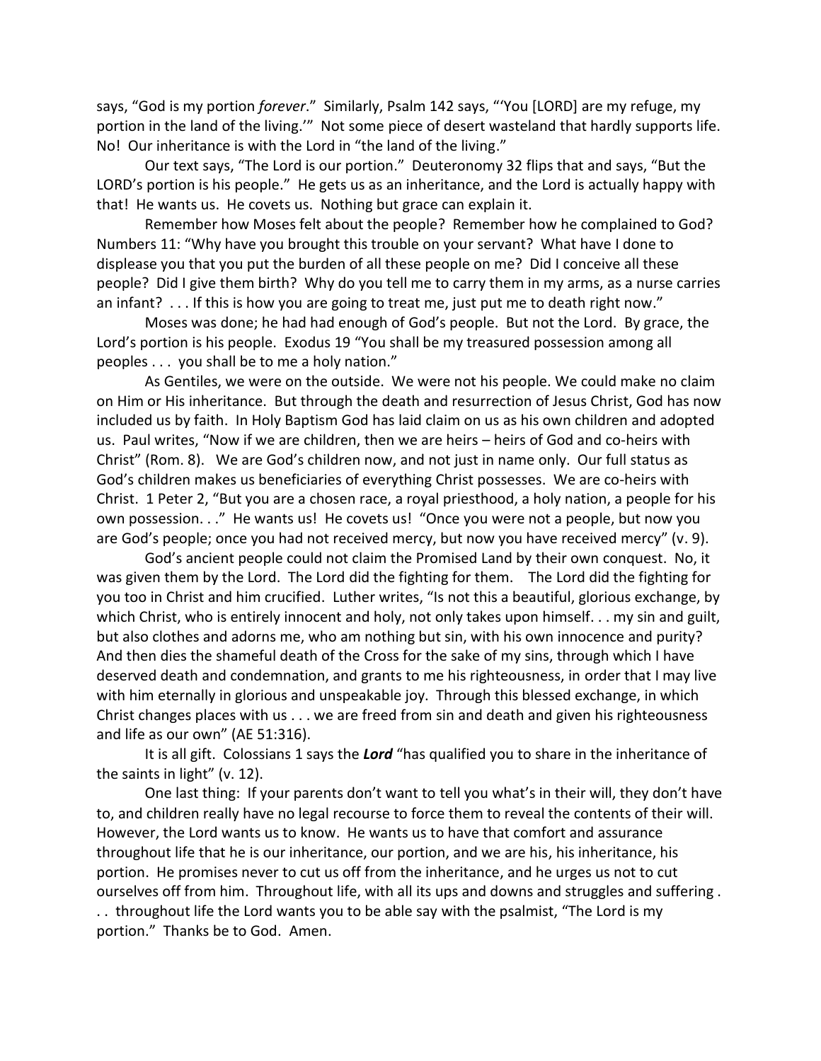says, "God is my portion *forever*." Similarly, Psalm 142 says, "'You [LORD] are my refuge, my portion in the land of the living.'" Not some piece of desert wasteland that hardly supports life. No! Our inheritance is with the Lord in "the land of the living."

Our text says, "The Lord is our portion." Deuteronomy 32 flips that and says, "But the LORD's portion is his people." He gets us as an inheritance, and the Lord is actually happy with that! He wants us. He covets us. Nothing but grace can explain it.

Remember how Moses felt about the people? Remember how he complained to God? Numbers 11: "Why have you brought this trouble on your servant? What have I done to displease you that you put the burden of all these people on me? Did I conceive all these people? Did I give them birth? Why do you tell me to carry them in my arms, as a nurse carries an infant? . . . If this is how you are going to treat me, just put me to death right now."

Moses was done; he had had enough of God's people. But not the Lord. By grace, the Lord's portion is his people. Exodus 19 "You shall be my treasured possession among all peoples . . . you shall be to me a holy nation."

As Gentiles, we were on the outside. We were not his people. We could make no claim on Him or His inheritance. But through the death and resurrection of Jesus Christ, God has now included us by faith. In Holy Baptism God has laid claim on us as his own children and adopted us. Paul writes, "Now if we are children, then we are heirs – heirs of God and co-heirs with Christ" (Rom. 8). We are God's children now, and not just in name only. Our full status as God's children makes us beneficiaries of everything Christ possesses. We are co-heirs with Christ. 1 Peter 2, "But you are a chosen race, a royal priesthood, a holy nation, a people for his own possession. . ." He wants us! He covets us! "Once you were not a people, but now you are God's people; once you had not received mercy, but now you have received mercy" (v. 9).

God's ancient people could not claim the Promised Land by their own conquest. No, it was given them by the Lord. The Lord did the fighting for them. The Lord did the fighting for you too in Christ and him crucified. Luther writes, "Is not this a beautiful, glorious exchange, by which Christ, who is entirely innocent and holy, not only takes upon himself. . . my sin and guilt, but also clothes and adorns me, who am nothing but sin, with his own innocence and purity? And then dies the shameful death of the Cross for the sake of my sins, through which I have deserved death and condemnation, and grants to me his righteousness, in order that I may live with him eternally in glorious and unspeakable joy. Through this blessed exchange, in which Christ changes places with us . . . we are freed from sin and death and given his righteousness and life as our own" (AE 51:316).

It is all gift. Colossians 1 says the ***Lord*** "has qualified you to share in the inheritance of the saints in light" (v. 12).

One last thing: If your parents don't want to tell you what's in their will, they don't have to, and children really have no legal recourse to force them to reveal the contents of their will. However, the Lord wants us to know. He wants us to have that comfort and assurance throughout life that he is our inheritance, our portion, and we are his, his inheritance, his portion. He promises never to cut us off from the inheritance, and he urges us not to cut ourselves off from him. Throughout life, with all its ups and downs and struggles and suffering . . . throughout life the Lord wants you to be able say with the psalmist, "The Lord is my portion." Thanks be to God. Amen.